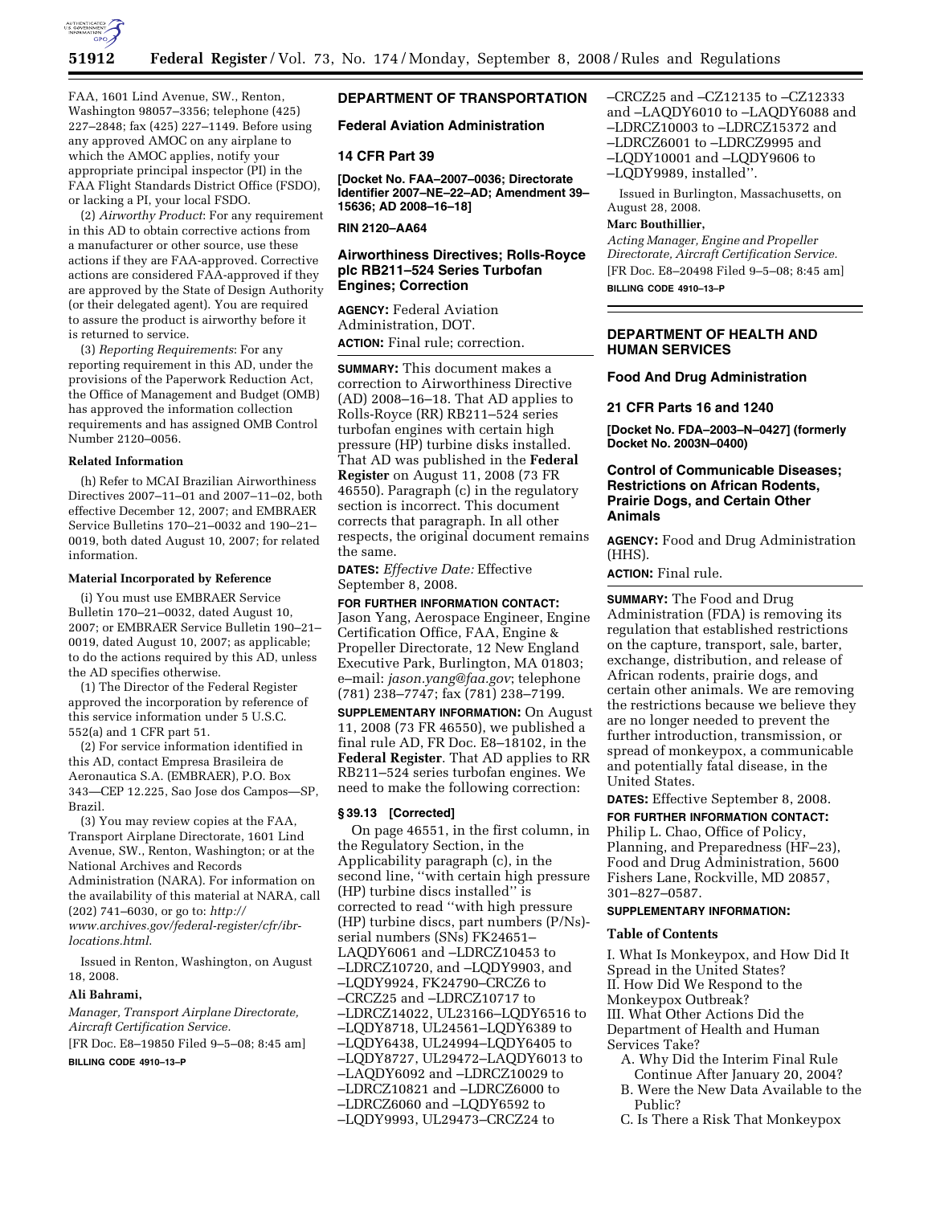FAA, 1601 Lind Avenue, SW., Renton, Washington 98057–3356; telephone (425) 227–2848; fax (425) 227–1149. Before using any approved AMOC on any airplane to which the AMOC applies, notify your appropriate principal inspector (PI) in the FAA Flight Standards District Office (FSDO), or lacking a PI, your local FSDO.

(2) *Airworthy Product*: For any requirement in this AD to obtain corrective actions from a manufacturer or other source, use these actions if they are FAA-approved. Corrective actions are considered FAA-approved if they are approved by the State of Design Authority (or their delegated agent). You are required to assure the product is airworthy before it is returned to service.

(3) *Reporting Requirements*: For any reporting requirement in this AD, under the provisions of the Paperwork Reduction Act, the Office of Management and Budget (OMB) has approved the information collection requirements and has assigned OMB Control Number 2120–0056.

**Related Information**

(h) Refer to MCAI Brazilian Airworthiness Directives 2007–11–01 and 2007–11–02, both effective December 12, 2007; and EMBRAER Service Bulletins 170–21–0032 and 190–21–0019, both dated August 10, 2007; for related information.

**Material Incorporated by Reference**

(i) You must use EMBRAER Service Bulletin 170–21–0032, dated August 10, 2007; or EMBRAER Service Bulletin 190–21–0019, dated August 10, 2007; as applicable; to do the actions required by this AD, unless the AD specifies otherwise.

(1) The Director of the Federal Register approved the incorporation by reference of this service information under 5 U.S.C. 552(a) and 1 CFR part 51.

(2) For service information identified in this AD, contact Empresa Brasileira de Aeronautica S.A. (EMBRAER), P.O. Box 343—CEP 12.225, Sao Jose dos Campos—SP, Brazil.

(3) You may review copies at the FAA, Transport Airplane Directorate, 1601 Lind Avenue, SW., Renton, Washington; or at the National Archives and Records Administration (NARA). For information on the availability of this material at NARA, call (202) 741–6030, or go to: *http://www.archives.gov/federal-register/cfr/ibr-locations.html*.

Issued in Renton, Washington, on August 18, 2008.

**Ali Bahrami,**

*Manager, Transport Airplane Directorate, Aircraft Certification Service.*

[FR Doc. E8–19850 Filed 9–5–08; 8:45 am]

**BILLING CODE 4910–13–P**

## DEPARTMENT OF TRANSPORTATION

### Federal Aviation Administration

### 14 CFR Part 39

**[Docket No. FAA–2007–0036; Directorate Identifier 2007–NE–22–AD; Amendment 39–15636; AD 2008–16–18]**

**RIN 2120–AA64**

### Airworthiness Directives; Rolls-Royce plc RB211–524 Series Turbofan Engines; Correction

**AGENCY:** Federal Aviation Administration, DOT.

**ACTION:** Final rule; correction.

**SUMMARY:** This document makes a correction to Airworthiness Directive (AD) 2008–16–18. That AD applies to Rolls-Royce (RR) RB211–524 series turbofan engines with certain high pressure (HP) turbine disks installed. That AD was published in the **Federal Register** on August 11, 2008 (73 FR 46550). Paragraph (c) in the regulatory section is incorrect. This document corrects that paragraph. In all other respects, the original document remains the same.

**DATES:** *Effective Date:* Effective September 8, 2008.

**FOR FURTHER INFORMATION CONTACT:** Jason Yang, Aerospace Engineer, Engine Certification Office, FAA, Engine & Propeller Directorate, 12 New England Executive Park, Burlington, MA 01803; e–mail: *jason.yang@faa.gov*; telephone (781) 238–7747; fax (781) 238–7199.

**SUPPLEMENTARY INFORMATION:** On August 11, 2008 (73 FR 46550), we published a final rule AD, FR Doc. E8–18102, in the **Federal Register**. That AD applies to RR RB211–524 series turbofan engines. We need to make the following correction:

**§ 39.13 [Corrected]**

On page 46551, in the first column, in the Regulatory Section, in the Applicability paragraph (c), in the second line, ''with certain high pressure (HP) turbine discs installed'' is corrected to read ''with high pressure (HP) turbine discs, part numbers (P/Ns)-serial numbers (SNs) FK24651–LAQDY6061 and –LDRCZ10453 to –LDRCZ10720, and –LQDY9903, and –LQDY9924, FK24790–CRCZ6 to –CRCZ25 and –LDRCZ10717 to –LDRCZ14022, UL23166–LQDY6516 to –LQDY8718, UL24561–LQDY6389 to –LQDY6438, UL24994–LQDY6405 to –LQDY8727, UL29472–LAQDY6013 to –LAQDY6092 and –LDRCZ10029 to –LDRCZ10821 and –LDRCZ6000 to –LDRCZ6060 and –LQDY6592 to –LQDY9993, UL29473–CRCZ24 to –CRCZ25 and –CZ12135 to –CZ12333 and –LAQDY6010 to –LAQDY6088 and –LDRCZ10003 to –LDRCZ15372 and –LDRCZ6001 to –LDRCZ9995 and –LQDY10001 and –LQDY9606 to –LQDY9989, installed''.

Issued in Burlington, Massachusetts, on August 28, 2008.

**Marc Bouthillier,**

*Acting Manager, Engine and Propeller Directorate, Aircraft Certification Service.*

[FR Doc. E8–20498 Filed 9–5–08; 8:45 am]

**BILLING CODE 4910–13–P**

## DEPARTMENT OF HEALTH AND HUMAN SERVICES

### Food And Drug Administration

### 21 CFR Parts 16 and 1240

**[Docket No. FDA–2003–N–0427] (formerly Docket No. 2003N–0400)**

### Control of Communicable Diseases; Restrictions on African Rodents, Prairie Dogs, and Certain Other Animals

**AGENCY:** Food and Drug Administration (HHS).

**ACTION:** Final rule.

**SUMMARY:** The Food and Drug Administration (FDA) is removing its regulation that established restrictions on the capture, transport, sale, barter, exchange, distribution, and release of African rodents, prairie dogs, and certain other animals. We are removing the restrictions because we believe they are no longer needed to prevent the further introduction, transmission, or spread of monkeypox, a communicable and potentially fatal disease, in the United States.

**DATES:** Effective September 8, 2008.

**FOR FURTHER INFORMATION CONTACT:** Philip L. Chao, Office of Policy, Planning, and Preparedness (HF–23), Food and Drug Administration, 5600 Fishers Lane, Rockville, MD 20857, 301–827–0587.

**SUPPLEMENTARY INFORMATION:**

**Table of Contents**

I. What Is Monkeypox, and How Did It Spread in the United States?
II. How Did We Respond to the Monkeypox Outbreak?
III. What Other Actions Did the Department of Health and Human Services Take?
 A. Why Did the Interim Final Rule Continue After January 20, 2004?
 B. Were the New Data Available to the Public?
 C. Is There a Risk That Monkeypox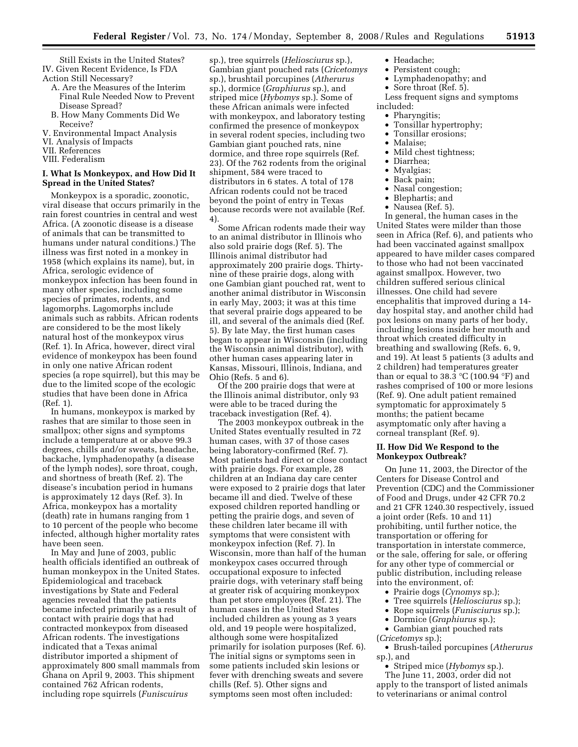Still Exists in the United States?

IV. Given Recent Evidence, Is FDA Action Still Necessary?

A. Are the Measures of the Interim Final Rule Needed Now to Prevent Disease Spread?

B. How Many Comments Did We Receive?

V. Environmental Impact Analysis

VI. Analysis of Impacts

VII. References

VIII. Federalism

## I. What Is Monkeypox, and How Did It Spread in the United States?

Monkeypox is a sporadic, zoonotic, viral disease that occurs primarily in the rain forest countries in central and west Africa. (A zoonotic disease is a disease of animals that can be transmitted to humans under natural conditions.) The illness was first noted in a monkey in 1958 (which explains its name), but, in Africa, serologic evidence of monkeypox infection has been found in many other species, including some species of primates, rodents, and lagomorphs. Lagomorphs include animals such as rabbits. African rodents are considered to be the most likely natural host of the monkeypox virus (Ref. 1). In Africa, however, direct viral evidence of monkeypox has been found in only one native African rodent species (a rope squirrel), but this may be due to the limited scope of the ecologic studies that have been done in Africa (Ref. 1).

In humans, monkeypox is marked by rashes that are similar to those seen in smallpox; other signs and symptoms include a temperature at or above 99.3 degrees, chills and/or sweats, headache, backache, lymphadenopathy (a disease of the lymph nodes), sore throat, cough, and shortness of breath (Ref. 2). The disease's incubation period in humans is approximately 12 days (Ref. 3). In Africa, monkeypox has a mortality (death) rate in humans ranging from 1 to 10 percent of the people who become infected, although higher mortality rates have been seen.

In May and June of 2003, public health officials identified an outbreak of human monkeypox in the United States. Epidemiological and traceback investigations by State and Federal agencies revealed that the patients became infected primarily as a result of contact with prairie dogs that had contracted monkeypox from diseased African rodents. The investigations indicated that a Texas animal distributor imported a shipment of approximately 800 small mammals from Ghana on April 9, 2003. This shipment contained 762 African rodents, including rope squirrels (*Funiscuirus* sp.), tree squirrels (*Heliosciurus* sp.), Gambian giant pouched rats (*Cricetomys* sp.), brushtail porcupines (*Atherurus* sp.), dormice (*Graphiurus* sp.), and striped mice (*Hybomys* sp.). Some of these African animals were infected with monkeypox, and laboratory testing confirmed the presence of monkeypox in several rodent species, including two Gambian giant pouched rats, nine dormice, and three rope squirrels (Ref. 23). Of the 762 rodents from the original shipment, 584 were traced to distributors in 6 states. A total of 178 African rodents could not be traced beyond the point of entry in Texas because records were not available (Ref. 4).

Some African rodents made their way to an animal distributor in Illinois who also sold prairie dogs (Ref. 5). The Illinois animal distributor had approximately 200 prairie dogs. Thirty-nine of these prairie dogs, along with one Gambian giant pouched rat, went to another animal distributor in Wisconsin in early May, 2003; it was at this time that several prairie dogs appeared to be ill, and several of the animals died (Ref. 5). By late May, the first human cases began to appear in Wisconsin (including the Wisconsin animal distributor), with other human cases appearing later in Kansas, Missouri, Illinois, Indiana, and Ohio (Refs. 5 and 6).

Of the 200 prairie dogs that were at the Illinois animal distributor, only 93 were able to be traced during the traceback investigation (Ref. 4).

The 2003 monkeypox outbreak in the United States eventually resulted in 72 human cases, with 37 of those cases being laboratory-confirmed (Ref. 7). Most patients had direct or close contact with prairie dogs. For example, 28 children at an Indiana day care center were exposed to 2 prairie dogs that later became ill and died. Twelve of these exposed children reported handling or petting the prairie dogs, and seven of these children later became ill with symptoms that were consistent with monkeypox infection (Ref. 7). In Wisconsin, more than half of the human monkeypox cases occurred through occupational exposure to infected prairie dogs, with veterinary staff being at greater risk of acquiring monkeypox than pet store employees (Ref. 21). The human cases in the United States included children as young as 3 years old, and 19 people were hospitalized, although some were hospitalized primarily for isolation purposes (Ref. 6). The initial signs or symptoms seen in some patients included skin lesions or fever with drenching sweats and severe chills (Ref. 5). Other signs and symptoms seen most often included:

- Headache;
- Persistent cough;
- Lymphadenopathy; and
- Sore throat (Ref. 5).

Less frequent signs and symptoms included:

- Pharyngitis;
- Tonsillar hypertrophy;
- Tonsillar erosions;
- Malaise;
- Mild chest tightness;
- Diarrhea;
- Myalgias;
- Back pain;
- Nasal congestion;
- Blephartis; and
- Nausea (Ref. 5).

In general, the human cases in the United States were milder than those seen in Africa (Ref. 6), and patients who had been vaccinated against smallpox appeared to have milder cases compared to those who had not been vaccinated against smallpox. However, two children suffered serious clinical illnesses. One child had severe encephalitis that improved during a 14-day hospital stay, and another child had pox lesions on many parts of her body, including lesions inside her mouth and throat which created difficulty in breathing and swallowing (Refs. 6, 9, and 19). At least 5 patients (3 adults and 2 children) had temperatures greater than or equal to 38.3 °C (100.94 °F) and rashes comprised of 100 or more lesions (Ref. 9). One adult patient remained symptomatic for approximately 5 months; the patient became asymptomatic only after having a corneal transplant (Ref. 9).

## II. How Did We Respond to the Monkeypox Outbreak?

On June 11, 2003, the Director of the Centers for Disease Control and Prevention (CDC) and the Commissioner of Food and Drugs, under 42 CFR 70.2 and 21 CFR 1240.30 respectively, issued a joint order (Refs. 10 and 11) prohibiting, until further notice, the transportation or offering for transportation in interstate commerce, or the sale, offering for sale, or offering for any other type of commercial or public distribution, including release into the environment, of:

- Prairie dogs (*Cynomys* sp.);
- Tree squirrels (*Heliosciurus* sp.);
- Rope squirrels (*Funisciurus* sp.);
- Dormice (*Graphiurus* sp.);
- Gambian giant pouched rats (*Cricetomys* sp.);
- Brush-tailed porcupines (*Atherurus* sp.), and
- Striped mice (*Hybomys* sp.).

The June 11, 2003, order did not apply to the transport of listed animals to veterinarians or animal control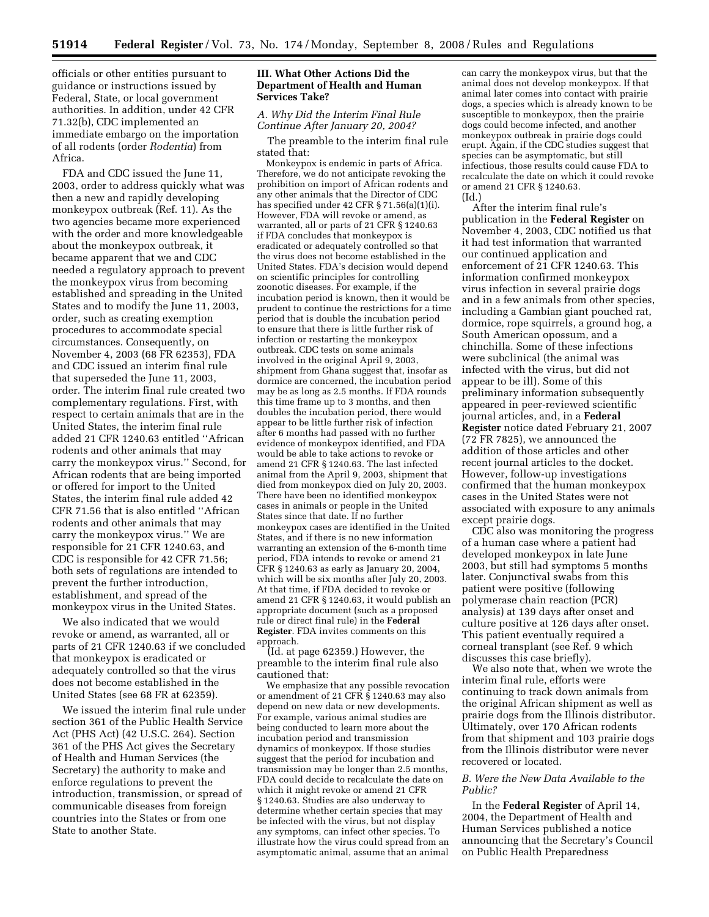officials or other entities pursuant to guidance or instructions issued by Federal, State, or local government authorities. In addition, under 42 CFR 71.32(b), CDC implemented an immediate embargo on the importation of all rodents (order *Rodentia*) from Africa.

FDA and CDC issued the June 11, 2003, order to address quickly what was then a new and rapidly developing monkeypox outbreak (Ref. 11). As the two agencies became more experienced with the order and more knowledgeable about the monkeypox outbreak, it became apparent that we and CDC needed a regulatory approach to prevent the monkeypox virus from becoming established and spreading in the United States and to modify the June 11, 2003, order, such as creating exemption procedures to accommodate special circumstances. Consequently, on November 4, 2003 (68 FR 62353), FDA and CDC issued an interim final rule that superseded the June 11, 2003, order. The interim final rule created two complementary regulations. First, with respect to certain animals that are in the United States, the interim final rule added 21 CFR 1240.63 entitled ''African rodents and other animals that may carry the monkeypox virus.'' Second, for African rodents that are being imported or offered for import to the United States, the interim final rule added 42 CFR 71.56 that is also entitled ''African rodents and other animals that may carry the monkeypox virus.'' We are responsible for 21 CFR 1240.63, and CDC is responsible for 42 CFR 71.56; both sets of regulations are intended to prevent the further introduction, establishment, and spread of the monkeypox virus in the United States.

We also indicated that we would revoke or amend, as warranted, all or parts of 21 CFR 1240.63 if we concluded that monkeypox is eradicated or adequately controlled so that the virus does not become established in the United States (see 68 FR at 62359).

We issued the interim final rule under section 361 of the Public Health Service Act (PHS Act) (42 U.S.C. 264). Section 361 of the PHS Act gives the Secretary of Health and Human Services (the Secretary) the authority to make and enforce regulations to prevent the introduction, transmission, or spread of communicable diseases from foreign countries into the States or from one State to another State.

## III. What Other Actions Did the Department of Health and Human Services Take?

### *A. Why Did the Interim Final Rule Continue After January 20, 2004?*

The preamble to the interim final rule stated that:

> Monkeypox is endemic in parts of Africa. Therefore, we do not anticipate revoking the prohibition on import of African rodents and any other animals that the Director of CDC has specified under 42 CFR § 71.56(a)(1)(i). However, FDA will revoke or amend, as warranted, all or parts of 21 CFR § 1240.63 if FDA concludes that monkeypox is eradicated or adequately controlled so that the virus does not become established in the United States. FDA's decision would depend on scientific principles for controlling zoonotic diseases. For example, if the incubation period is known, then it would be prudent to continue the restrictions for a time period that is double the incubation period to ensure that there is little further risk of infection or restarting the monkeypox outbreak. CDC tests on some animals involved in the original April 9, 2003, shipment from Ghana suggest that, insofar as dormice are concerned, the incubation period may be as long as 2.5 months. If FDA rounds this time frame up to 3 months, and then doubles the incubation period, there would appear to be little further risk of infection after 6 months had passed with no further evidence of monkeypox identified, and FDA would be able to take actions to revoke or amend 21 CFR § 1240.63. The last infected animal from the April 9, 2003, shipment that died from monkeypox died on July 20, 2003. There have been no identified monkeypox cases in animals or people in the United States since that date. If no further monkeypox cases are identified in the United States, and if there is no new information warranting an extension of the 6-month time period, FDA intends to revoke or amend 21 CFR § 1240.63 as early as January 20, 2004, which will be six months after July 20, 2003. At that time, if FDA decided to revoke or amend 21 CFR § 1240.63, it would publish an appropriate document (such as a proposed rule or direct final rule) in the **Federal Register**. FDA invites comments on this approach.

(Id. at page 62359.) However, the preamble to the interim final rule also cautioned that:

> We emphasize that any possible revocation or amendment of 21 CFR § 1240.63 may also depend on new data or new developments. For example, various animal studies are being conducted to learn more about the incubation period and transmission dynamics of monkeypox. If those studies suggest that the period for incubation and transmission may be longer than 2.5 months, FDA could decide to recalculate the date on which it might revoke or amend 21 CFR § 1240.63. Studies are also underway to determine whether certain species that may be infected with the virus, but not display any symptoms, can infect other species. To illustrate how the virus could spread from an asymptomatic animal, assume that an animal can carry the monkeypox virus, but that the animal does not develop monkeypox. If that animal later comes into contact with prairie dogs, a species which is already known to be susceptible to monkeypox, then the prairie dogs could become infected, and another monkeypox outbreak in prairie dogs could erupt. Again, if the CDC studies suggest that species can be asymptomatic, but still infectious, those results could cause FDA to recalculate the date on which it could revoke or amend 21 CFR § 1240.63.

(Id.)

After the interim final rule's publication in the **Federal Register** on November 4, 2003, CDC notified us that it had test information that warranted our continued application and enforcement of 21 CFR 1240.63. This information confirmed monkeypox virus infection in several prairie dogs and in a few animals from other species, including a Gambian giant pouched rat, dormice, rope squirrels, a ground hog, a South American opossum, and a chinchilla. Some of these infections were subclinical (the animal was infected with the virus, but did not appear to be ill). Some of this preliminary information subsequently appeared in peer-reviewed scientific journal articles, and, in a **Federal Register** notice dated February 21, 2007 (72 FR 7825), we announced the addition of those articles and other recent journal articles to the docket. However, follow-up investigations confirmed that the human monkeypox cases in the United States were not associated with exposure to any animals except prairie dogs.

CDC also was monitoring the progress of a human case where a patient had developed monkeypox in late June 2003, but still had symptoms 5 months later. Conjunctival swabs from this patient were positive (following polymerase chain reaction (PCR) analysis) at 139 days after onset and culture positive at 126 days after onset. This patient eventually required a corneal transplant (see Ref. 9 which discusses this case briefly).

We also note that, when we wrote the interim final rule, efforts were continuing to track down animals from the original African shipment as well as prairie dogs from the Illinois distributor. Ultimately, over 170 African rodents from that shipment and 103 prairie dogs from the Illinois distributor were never recovered or located.

### *B. Were the New Data Available to the Public?*

In the **Federal Register** of April 14, 2004, the Department of Health and Human Services published a notice announcing that the Secretary's Council on Public Health Preparedness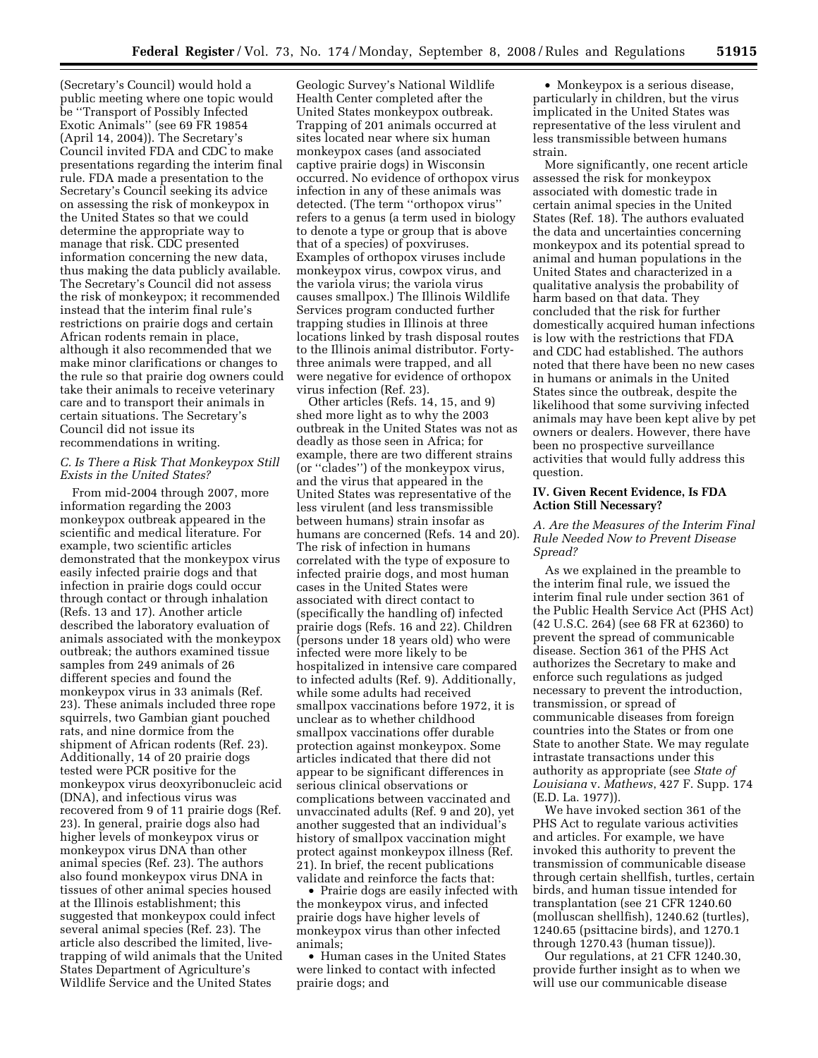(Secretary's Council) would hold a public meeting where one topic would be ''Transport of Possibly Infected Exotic Animals'' (see 69 FR 19854 (April 14, 2004)). The Secretary's Council invited FDA and CDC to make presentations regarding the interim final rule. FDA made a presentation to the Secretary's Council seeking its advice on assessing the risk of monkeypox in the United States so that we could determine the appropriate way to manage that risk. CDC presented information concerning the new data, thus making the data publicly available. The Secretary's Council did not assess the risk of monkeypox; it recommended instead that the interim final rule's restrictions on prairie dogs and certain African rodents remain in place, although it also recommended that we make minor clarifications or changes to the rule so that prairie dog owners could take their animals to receive veterinary care and to transport their animals in certain situations. The Secretary's Council did not issue its recommendations in writing.

### *C. Is There a Risk That Monkeypox Still Exists in the United States?*

From mid-2004 through 2007, more information regarding the 2003 monkeypox outbreak appeared in the scientific and medical literature. For example, two scientific articles demonstrated that the monkeypox virus easily infected prairie dogs and that infection in prairie dogs could occur through contact or through inhalation (Refs. 13 and 17). Another article described the laboratory evaluation of animals associated with the monkeypox outbreak; the authors examined tissue samples from 249 animals of 26 different species and found the monkeypox virus in 33 animals (Ref. 23). These animals included three rope squirrels, two Gambian giant pouched rats, and nine dormice from the shipment of African rodents (Ref. 23). Additionally, 14 of 20 prairie dogs tested were PCR positive for the monkeypox virus deoxyribonucleic acid (DNA), and infectious virus was recovered from 9 of 11 prairie dogs (Ref. 23). In general, prairie dogs also had higher levels of monkeypox virus or monkeypox virus DNA than other animal species (Ref. 23). The authors also found monkeypox virus DNA in tissues of other animal species housed at the Illinois establishment; this suggested that monkeypox could infect several animal species (Ref. 23). The article also described the limited, live-trapping of wild animals that the United States Department of Agriculture's Wildlife Service and the United States Geologic Survey's National Wildlife Health Center completed after the United States monkeypox outbreak. Trapping of 201 animals occurred at sites located near where six human monkeypox cases (and associated captive prairie dogs) in Wisconsin occurred. No evidence of orthopox virus infection in any of these animals was detected. (The term ''orthopox virus'' refers to a genus (a term used in biology to denote a type or group that is above that of a species) of poxviruses. Examples of orthopox viruses include monkeypox virus, cowpox virus, and the variola virus; the variola virus causes smallpox.) The Illinois Wildlife Services program conducted further trapping studies in Illinois at three locations linked by trash disposal routes to the Illinois animal distributor. Forty-three animals were trapped, and all were negative for evidence of orthopox virus infection (Ref. 23).

Other articles (Refs. 14, 15, and 9) shed more light as to why the 2003 outbreak in the United States was not as deadly as those seen in Africa; for example, there are two different strains (or ''clades'') of the monkeypox virus, and the virus that appeared in the United States was representative of the less virulent (and less transmissible between humans) strain insofar as humans are concerned (Refs. 14 and 20). The risk of infection in humans correlated with the type of exposure to infected prairie dogs, and most human cases in the United States were associated with direct contact to (specifically the handling of) infected prairie dogs (Refs. 16 and 22). Children (persons under 18 years old) who were infected were more likely to be hospitalized in intensive care compared to infected adults (Ref. 9). Additionally, while some adults had received smallpox vaccinations before 1972, it is unclear as to whether childhood smallpox vaccinations offer durable protection against monkeypox. Some articles indicated that there did not appear to be significant differences in serious clinical observations or complications between vaccinated and unvaccinated adults (Ref. 9 and 20), yet another suggested that an individual's history of smallpox vaccination might protect against monkeypox illness (Ref. 21). In brief, the recent publications validate and reinforce the facts that:

- Prairie dogs are easily infected with the monkeypox virus, and infected prairie dogs have higher levels of monkeypox virus than other infected animals;
- Human cases in the United States were linked to contact with infected prairie dogs; and
- Monkeypox is a serious disease, particularly in children, but the virus implicated in the United States was representative of the less virulent and less transmissible between humans strain.

More significantly, one recent article assessed the risk for monkeypox associated with domestic trade in certain animal species in the United States (Ref. 18). The authors evaluated the data and uncertainties concerning monkeypox and its potential spread to animal and human populations in the United States and characterized in a qualitative analysis the probability of harm based on that data. They concluded that the risk for further domestically acquired human infections is low with the restrictions that FDA and CDC had established. The authors noted that there have been no new cases in humans or animals in the United States since the outbreak, despite the likelihood that some surviving infected animals may have been kept alive by pet owners or dealers. However, there have been no prospective surveillance activities that would fully address this question.

## IV. Given Recent Evidence, Is FDA Action Still Necessary?

### *A. Are the Measures of the Interim Final Rule Needed Now to Prevent Disease Spread?*

As we explained in the preamble to the interim final rule, we issued the interim final rule under section 361 of the Public Health Service Act (PHS Act) (42 U.S.C. 264) (see 68 FR at 62360) to prevent the spread of communicable disease. Section 361 of the PHS Act authorizes the Secretary to make and enforce such regulations as judged necessary to prevent the introduction, transmission, or spread of communicable diseases from foreign countries into the States or from one State to another State. We may regulate intrastate transactions under this authority as appropriate (see *State of Louisiana* v. *Mathews*, 427 F. Supp. 174 (E.D. La. 1977)).

We have invoked section 361 of the PHS Act to regulate various activities and articles. For example, we have invoked this authority to prevent the transmission of communicable disease through certain shellfish, turtles, certain birds, and human tissue intended for transplantation (see 21 CFR 1240.60 (molluscan shellfish), 1240.62 (turtles), 1240.65 (psittacine birds), and 1270.1 through 1270.43 (human tissue)).

Our regulations, at 21 CFR 1240.30, provide further insight as to when we will use our communicable disease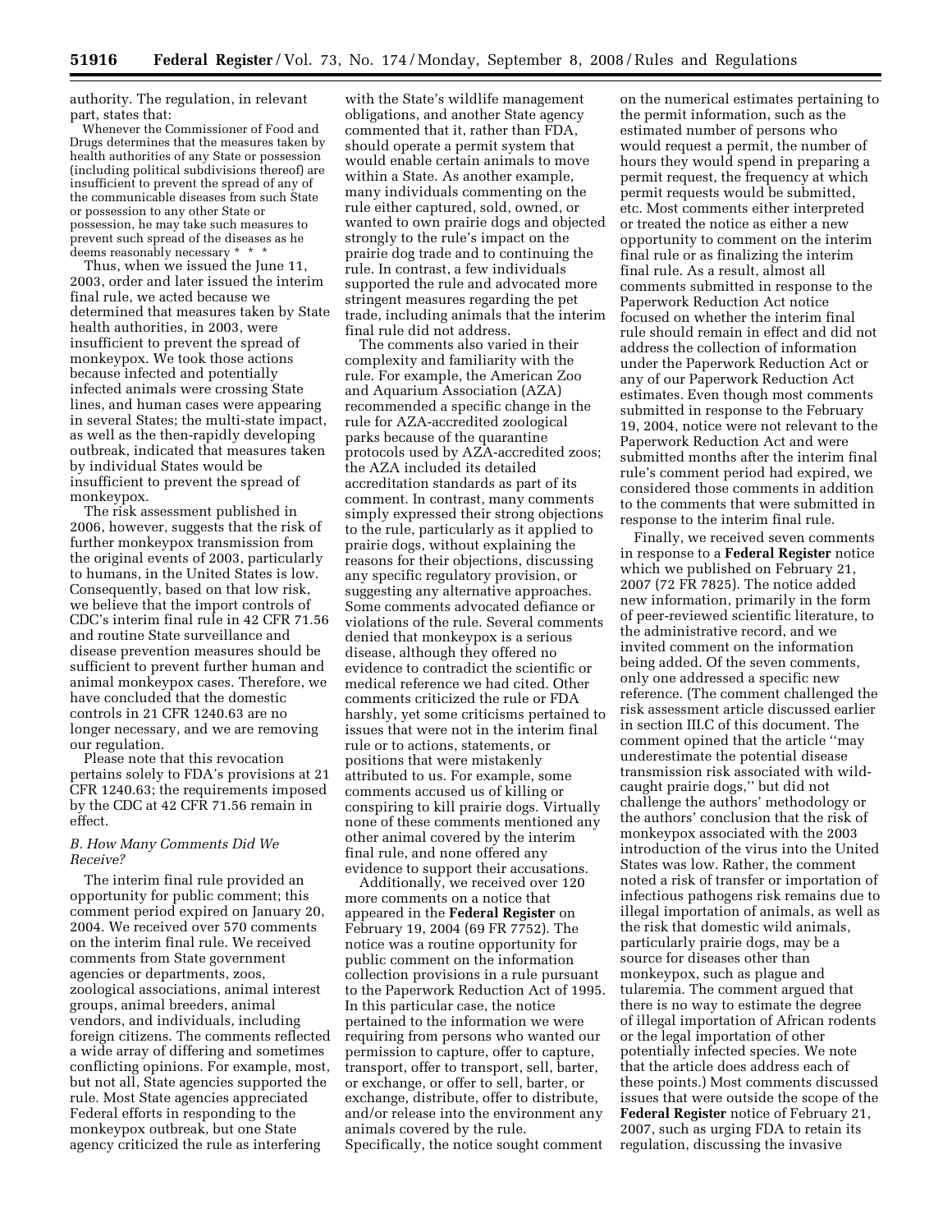authority. The regulation, in relevant part, states that:

> Whenever the Commissioner of Food and Drugs determines that the measures taken by health authorities of any State or possession (including political subdivisions thereof) are insufficient to prevent the spread of any of the communicable diseases from such State or possession to any other State or possession, he may take such measures to prevent such spread of the diseases as he deems reasonably necessary * * *

Thus, when we issued the June 11, 2003, order and later issued the interim final rule, we acted because we determined that measures taken by State health authorities, in 2003, were insufficient to prevent the spread of monkeypox. We took those actions because infected and potentially infected animals were crossing State lines, and human cases were appearing in several States; the multi-state impact, as well as the then-rapidly developing outbreak, indicated that measures taken by individual States would be insufficient to prevent the spread of monkeypox.

The risk assessment published in 2006, however, suggests that the risk of further monkeypox transmission from the original events of 2003, particularly to humans, in the United States is low. Consequently, based on that low risk, we believe that the import controls of CDC's interim final rule in 42 CFR 71.56 and routine State surveillance and disease prevention measures should be sufficient to prevent further human and animal monkeypox cases. Therefore, we have concluded that the domestic controls in 21 CFR 1240.63 are no longer necessary, and we are removing our regulation.

Please note that this revocation pertains solely to FDA's provisions at 21 CFR 1240.63; the requirements imposed by the CDC at 42 CFR 71.56 remain in effect.

### *B. How Many Comments Did We Receive?*

The interim final rule provided an opportunity for public comment; this comment period expired on January 20, 2004. We received over 570 comments on the interim final rule. We received comments from State government agencies or departments, zoos, zoological associations, animal interest groups, animal breeders, animal vendors, and individuals, including foreign citizens. The comments reflected a wide array of differing and sometimes conflicting opinions. For example, most, but not all, State agencies supported the rule. Most State agencies appreciated Federal efforts in responding to the monkeypox outbreak, but one State agency criticized the rule as interfering with the State's wildlife management obligations, and another State agency commented that it, rather than FDA, should operate a permit system that would enable certain animals to move within a State. As another example, many individuals commenting on the rule either captured, sold, owned, or wanted to own prairie dogs and objected strongly to the rule's impact on the prairie dog trade and to continuing the rule. In contrast, a few individuals supported the rule and advocated more stringent measures regarding the pet trade, including animals that the interim final rule did not address.

The comments also varied in their complexity and familiarity with the rule. For example, the American Zoo and Aquarium Association (AZA) recommended a specific change in the rule for AZA-accredited zoological parks because of the quarantine protocols used by AZA-accredited zoos; the AZA included its detailed accreditation standards as part of its comment. In contrast, many comments simply expressed their strong objections to the rule, particularly as it applied to prairie dogs, without explaining the reasons for their objections, discussing any specific regulatory provision, or suggesting any alternative approaches. Some comments advocated defiance or violations of the rule. Several comments denied that monkeypox is a serious disease, although they offered no evidence to contradict the scientific or medical reference we had cited. Other comments criticized the rule or FDA harshly, yet some criticisms pertained to issues that were not in the interim final rule or to actions, statements, or positions that were mistakenly attributed to us. For example, some comments accused us of killing or conspiring to kill prairie dogs. Virtually none of these comments mentioned any other animal covered by the interim final rule, and none offered any evidence to support their accusations.

Additionally, we received over 120 more comments on a notice that appeared in the **Federal Register** on February 19, 2004 (69 FR 7752). The notice was a routine opportunity for public comment on the information collection provisions in a rule pursuant to the Paperwork Reduction Act of 1995. In this particular case, the notice pertained to the information we were requiring from persons who wanted our permission to capture, offer to capture, transport, offer to transport, sell, barter, or exchange, or offer to sell, barter, or exchange, distribute, offer to distribute, and/or release into the environment any animals covered by the rule. Specifically, the notice sought comment on the numerical estimates pertaining to the permit information, such as the estimated number of persons who would request a permit, the number of hours they would spend in preparing a permit request, the frequency at which permit requests would be submitted, etc. Most comments either interpreted or treated the notice as either a new opportunity to comment on the interim final rule or as finalizing the interim final rule. As a result, almost all comments submitted in response to the Paperwork Reduction Act notice focused on whether the interim final rule should remain in effect and did not address the collection of information under the Paperwork Reduction Act or any of our Paperwork Reduction Act estimates. Even though most comments submitted in response to the February 19, 2004, notice were not relevant to the Paperwork Reduction Act and were submitted months after the interim final rule's comment period had expired, we considered those comments in addition to the comments that were submitted in response to the interim final rule.

Finally, we received seven comments in response to a **Federal Register** notice which we published on February 21, 2007 (72 FR 7825). The notice added new information, primarily in the form of peer-reviewed scientific literature, to the administrative record, and we invited comment on the information being added. Of the seven comments, only one addressed a specific new reference. (The comment challenged the risk assessment article discussed earlier in section III.C of this document. The comment opined that the article "may underestimate the potential disease transmission risk associated with wild-caught prairie dogs," but did not challenge the authors' methodology or the authors' conclusion that the risk of monkeypox associated with the 2003 introduction of the virus into the United States was low. Rather, the comment noted a risk of transfer or importation of infectious pathogens risk remains due to illegal importation of animals, as well as the risk that domestic wild animals, particularly prairie dogs, may be a source for diseases other than monkeypox, such as plague and tularemia. The comment argued that there is no way to estimate the degree of illegal importation of African rodents or the legal importation of other potentially infected species. We note that the article does address each of these points.) Most comments discussed issues that were outside the scope of the **Federal Register** notice of February 21, 2007, such as urging FDA to retain its regulation, discussing the invasive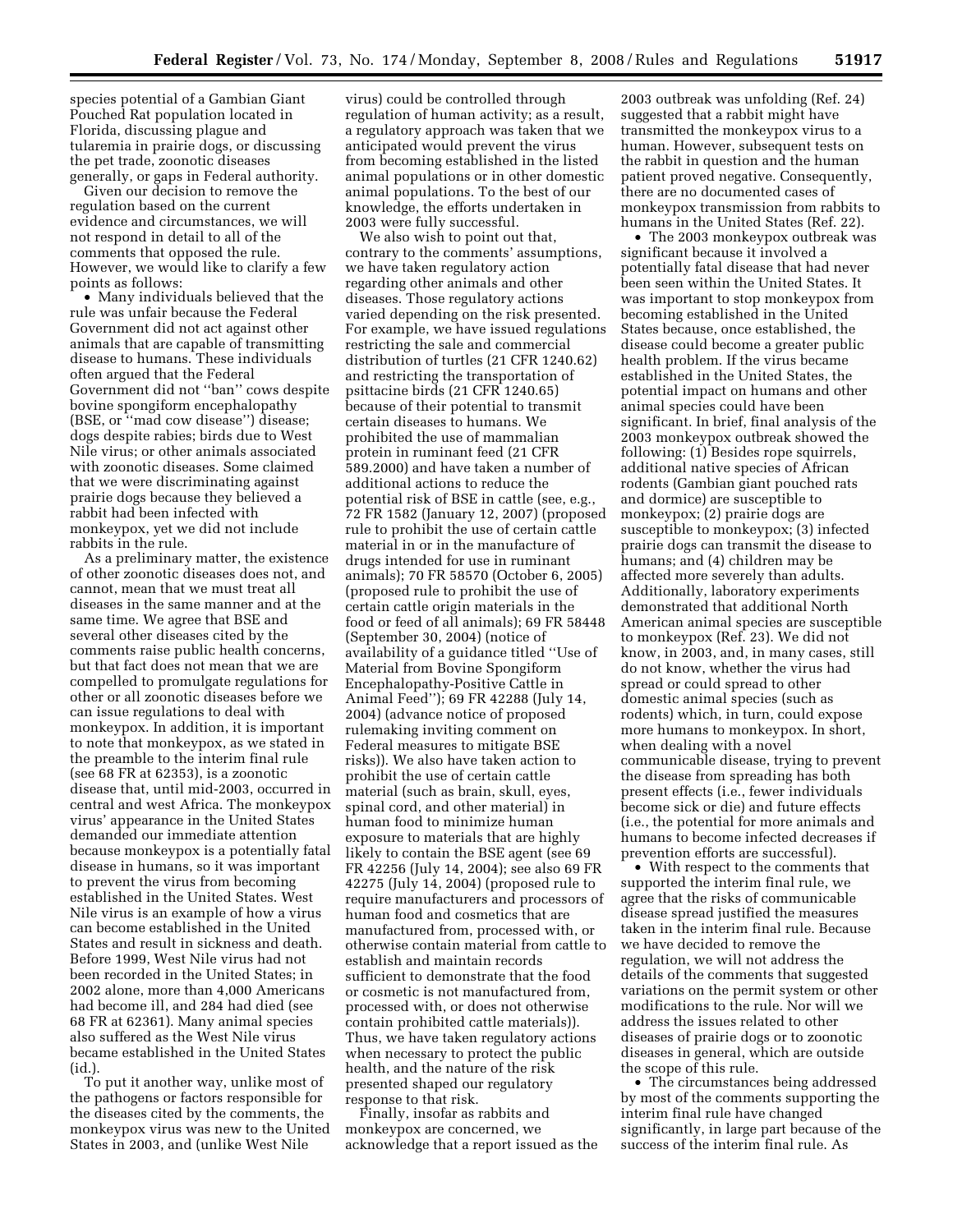species potential of a Gambian Giant Pouched Rat population located in Florida, discussing plague and tularemia in prairie dogs, or discussing the pet trade, zoonotic diseases generally, or gaps in Federal authority.

Given our decision to remove the regulation based on the current evidence and circumstances, we will not respond in detail to all of the comments that opposed the rule. However, we would like to clarify a few points as follows:

• Many individuals believed that the rule was unfair because the Federal Government did not act against other animals that are capable of transmitting disease to humans. These individuals often argued that the Federal Government did not ''ban'' cows despite bovine spongiform encephalopathy (BSE, or ''mad cow disease'') disease; dogs despite rabies; birds due to West Nile virus; or other animals associated with zoonotic diseases. Some claimed that we were discriminating against prairie dogs because they believed a rabbit had been infected with monkeypox, yet we did not include rabbits in the rule.

As a preliminary matter, the existence of other zoonotic diseases does not, and cannot, mean that we must treat all diseases in the same manner and at the same time. We agree that BSE and several other diseases cited by the comments raise public health concerns, but that fact does not mean that we are compelled to promulgate regulations for other or all zoonotic diseases before we can issue regulations to deal with monkeypox. In addition, it is important to note that monkeypox, as we stated in the preamble to the interim final rule (see 68 FR at 62353), is a zoonotic disease that, until mid-2003, occurred in central and west Africa. The monkeypox virus' appearance in the United States demanded our immediate attention because monkeypox is a potentially fatal disease in humans, so it was important to prevent the virus from becoming established in the United States. West Nile virus is an example of how a virus can become established in the United States and result in sickness and death. Before 1999, West Nile virus had not been recorded in the United States; in 2002 alone, more than 4,000 Americans had become ill, and 284 had died (see 68 FR at 62361). Many animal species also suffered as the West Nile virus became established in the United States (id.).

To put it another way, unlike most of the pathogens or factors responsible for the diseases cited by the comments, the monkeypox virus was new to the United States in 2003, and (unlike West Nile virus) could be controlled through regulation of human activity; as a result, a regulatory approach was taken that we anticipated would prevent the virus from becoming established in the listed animal populations or in other domestic animal populations. To the best of our knowledge, the efforts undertaken in 2003 were fully successful.

We also wish to point out that, contrary to the comments' assumptions, we have taken regulatory action regarding other animals and other diseases. Those regulatory actions varied depending on the risk presented. For example, we have issued regulations restricting the sale and commercial distribution of turtles (21 CFR 1240.62) and restricting the transportation of psittacine birds (21 CFR 1240.65) because of their potential to transmit certain diseases to humans. We prohibited the use of mammalian protein in ruminant feed (21 CFR 589.2000) and have taken a number of additional actions to reduce the potential risk of BSE in cattle (see, e.g., 72 FR 1582 (January 12, 2007) (proposed rule to prohibit the use of certain cattle material in or in the manufacture of drugs intended for use in ruminant animals); 70 FR 58570 (October 6, 2005) (proposed rule to prohibit the use of certain cattle origin materials in the food or feed of all animals); 69 FR 58448 (September 30, 2004) (notice of availability of a guidance titled ''Use of Material from Bovine Spongiform Encephalopathy-Positive Cattle in Animal Feed''); 69 FR 42288 (July 14, 2004) (advance notice of proposed rulemaking inviting comment on Federal measures to mitigate BSE risks)). We also have taken action to prohibit the use of certain cattle material (such as brain, skull, eyes, spinal cord, and other material) in human food to minimize human exposure to materials that are highly likely to contain the BSE agent (see 69 FR 42256 (July 14, 2004); see also 69 FR 42275 (July 14, 2004) (proposed rule to require manufacturers and processors of human food and cosmetics that are manufactured from, processed with, or otherwise contain material from cattle to establish and maintain records sufficient to demonstrate that the food or cosmetic is not manufactured from, processed with, or does not otherwise contain prohibited cattle materials)). Thus, we have taken regulatory actions when necessary to protect the public health, and the nature of the risk presented shaped our regulatory response to that risk.

Finally, insofar as rabbits and monkeypox are concerned, we acknowledge that a report issued as the 2003 outbreak was unfolding (Ref. 24) suggested that a rabbit might have transmitted the monkeypox virus to a human. However, subsequent tests on the rabbit in question and the human patient proved negative. Consequently, there are no documented cases of monkeypox transmission from rabbits to humans in the United States (Ref. 22).

• The 2003 monkeypox outbreak was significant because it involved a potentially fatal disease that had never been seen within the United States. It was important to stop monkeypox from becoming established in the United States because, once established, the disease could become a greater public health problem. If the virus became established in the United States, the potential impact on humans and other animal species could have been significant. In brief, final analysis of the 2003 monkeypox outbreak showed the following: (1) Besides rope squirrels, additional native species of African rodents (Gambian giant pouched rats and dormice) are susceptible to monkeypox; (2) prairie dogs are susceptible to monkeypox; (3) infected prairie dogs can transmit the disease to humans; and (4) children may be affected more severely than adults. Additionally, laboratory experiments demonstrated that additional North American animal species are susceptible to monkeypox (Ref. 23). We did not know, in 2003, and, in many cases, still do not know, whether the virus had spread or could spread to other domestic animal species (such as rodents) which, in turn, could expose more humans to monkeypox. In short, when dealing with a novel communicable disease, trying to prevent the disease from spreading has both present effects (i.e., fewer individuals become sick or die) and future effects (i.e., the potential for more animals and humans to become infected decreases if prevention efforts are successful).

• With respect to the comments that supported the interim final rule, we agree that the risks of communicable disease spread justified the measures taken in the interim final rule. Because we have decided to remove the regulation, we will not address the details of the comments that suggested variations on the permit system or other modifications to the rule. Nor will we address the issues related to other diseases of prairie dogs or to zoonotic diseases in general, which are outside the scope of this rule.

• The circumstances being addressed by most of the comments supporting the interim final rule have changed significantly, in large part because of the success of the interim final rule. As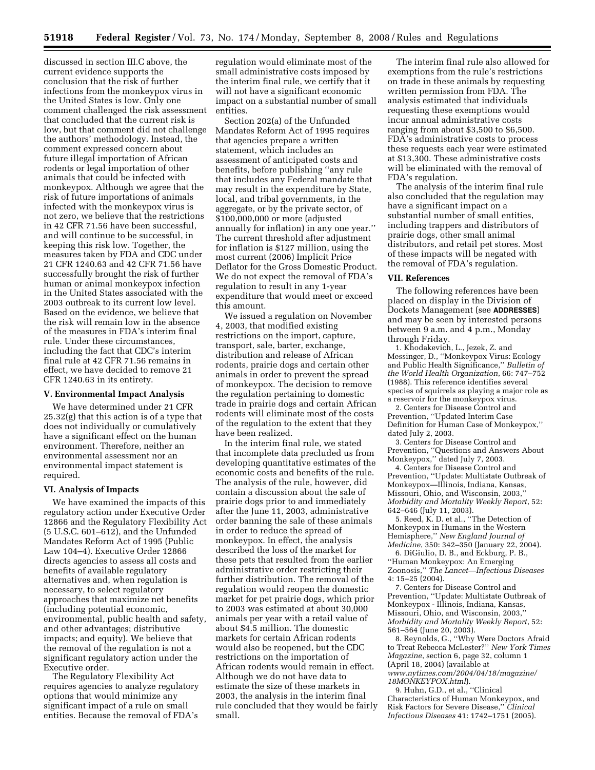discussed in section III.C above, the current evidence supports the conclusion that the risk of further infections from the monkeypox virus in the United States is low. Only one comment challenged the risk assessment that concluded that the current risk is low, but that comment did not challenge the authors' methodology. Instead, the comment expressed concern about future illegal importation of African rodents or legal importation of other animals that could be infected with monkeypox. Although we agree that the risk of future importations of animals infected with the monkeypox virus is not zero, we believe that the restrictions in 42 CFR 71.56 have been successful, and will continue to be successful, in keeping this risk low. Together, the measures taken by FDA and CDC under 21 CFR 1240.63 and 42 CFR 71.56 have successfully brought the risk of further human or animal monkeypox infection in the United States associated with the 2003 outbreak to its current low level. Based on the evidence, we believe that the risk will remain low in the absence of the measures in FDA's interim final rule. Under these circumstances, including the fact that CDC's interim final rule at 42 CFR 71.56 remains in effect, we have decided to remove 21 CFR 1240.63 in its entirety.

## V. Environmental Impact Analysis

We have determined under 21 CFR 25.32(g) that this action is of a type that does not individually or cumulatively have a significant effect on the human environment. Therefore, neither an environmental assessment nor an environmental impact statement is required.

## VI. Analysis of Impacts

We have examined the impacts of this regulatory action under Executive Order 12866 and the Regulatory Flexibility Act (5 U.S.C. 601–612), and the Unfunded Mandates Reform Act of 1995 (Public Law 104–4). Executive Order 12866 directs agencies to assess all costs and benefits of available regulatory alternatives and, when regulation is necessary, to select regulatory approaches that maximize net benefits (including potential economic, environmental, public health and safety, and other advantages; distributive impacts; and equity). We believe that the removal of the regulation is not a significant regulatory action under the Executive order.

The Regulatory Flexibility Act requires agencies to analyze regulatory options that would minimize any significant impact of a rule on small entities. Because the removal of FDA's regulation would eliminate most of the small administrative costs imposed by the interim final rule, we certify that it will not have a significant economic impact on a substantial number of small entities.

Section 202(a) of the Unfunded Mandates Reform Act of 1995 requires that agencies prepare a written statement, which includes an assessment of anticipated costs and benefits, before publishing "any rule that includes any Federal mandate that may result in the expenditure by State, local, and tribal governments, in the aggregate, or by the private sector, of $100,000,000 or more (adjusted annually for inflation) in any one year." The current threshold after adjustment for inflation is $127 million, using the most current (2006) Implicit Price Deflator for the Gross Domestic Product. We do not expect the removal of FDA's regulation to result in any 1-year expenditure that would meet or exceed this amount.

We issued a regulation on November 4, 2003, that modified existing restrictions on the import, capture, transport, sale, barter, exchange, distribution and release of African rodents, prairie dogs and certain other animals in order to prevent the spread of monkeypox. The decision to remove the regulation pertaining to domestic trade in prairie dogs and certain African rodents will eliminate most of the costs of the regulation to the extent that they have been realized.

In the interim final rule, we stated that incomplete data precluded us from developing quantitative estimates of the economic costs and benefits of the rule. The analysis of the rule, however, did contain a discussion about the sale of prairie dogs prior to and immediately after the June 11, 2003, administrative order banning the sale of these animals in order to reduce the spread of monkeypox. In effect, the analysis described the loss of the market for these pets that resulted from the earlier administrative order restricting their further distribution. The removal of the regulation would reopen the domestic market for pet prairie dogs, which prior to 2003 was estimated at about 30,000 animals per year with a retail value of about $4.5 million. The domestic markets for certain African rodents would also be reopened, but the CDC restrictions on the importation of African rodents would remain in effect. Although we do not have data to estimate the size of these markets in 2003, the analysis in the interim final rule concluded that they would be fairly small.

The interim final rule also allowed for exemptions from the rule's restrictions on trade in these animals by requesting written permission from FDA. The analysis estimated that individuals requesting these exemptions would incur annual administrative costs ranging from about $3,500 to $6,500. FDA's administrative costs to process these requests each year were estimated at $13,300. These administrative costs will be eliminated with the removal of FDA's regulation.

The analysis of the interim final rule also concluded that the regulation may have a significant impact on a substantial number of small entities, including trappers and distributors of prairie dogs, other small animal distributors, and retail pet stores. Most of these impacts will be negated with the removal of FDA's regulation.

## VII. References

The following references have been placed on display in the Division of Dockets Management (see **ADDRESSES**) and may be seen by interested persons between 9 a.m. and 4 p.m., Monday through Friday.

1. Khodakevich, L., Jezek, Z. and Messinger, D., "Monkeypox Virus: Ecology and Public Health Significance," *Bulletin of the World Health Organization*, 66: 747–752 (1988). This reference identifies several species of squirrels as playing a major role as a reservoir for the monkeypox virus.

2. Centers for Disease Control and Prevention, "Updated Interim Case Definition for Human Case of Monkeypox," dated July 2, 2003.

3. Centers for Disease Control and Prevention, "Questions and Answers About Monkeypox," dated July 7, 2003.

4. Centers for Disease Control and Prevention, "Update: Multistate Outbreak of Monkeypox—Illinois, Indiana, Kansas, Missouri, Ohio, and Wisconsin, 2003," *Morbidity and Mortality Weekly Report*, 52: 642–646 (July 11, 2003).

5. Reed, K. D. et al., "The Detection of Monkeypox in Humans in the Western Hemisphere," *New England Journal of Medicine*, 350: 342–350 (January 22, 2004).

6. DiGiulio, D. B., and Eckburg, P. B., "Human Monkeypox: An Emerging Zoonosis," *The Lancet—Infectious Diseases* 4: 15–25 (2004).

7. Centers for Disease Control and Prevention, "Update: Multistate Outbreak of Monkeypox - Illinois, Indiana, Kansas, Missouri, Ohio, and Wisconsin, 2003," *Morbidity and Mortality Weekly Report*, 52: 561–564 (June 20, 2003).

8. Reynolds, G., "Why Were Doctors Afraid to Treat Rebecca McLester?" *New York Times Magazine*, section 6, page 32, column 1 (April 18, 2004) (available at *www.nytimes.com/2004/04/18/magazine/18MONKEYPOX.html*).

9. Huhn, G.D., et al., "Clinical Characteristics of Human Monkeypox, and Risk Factors for Severe Disease," *Clinical Infectious Diseases* 41: 1742–1751 (2005).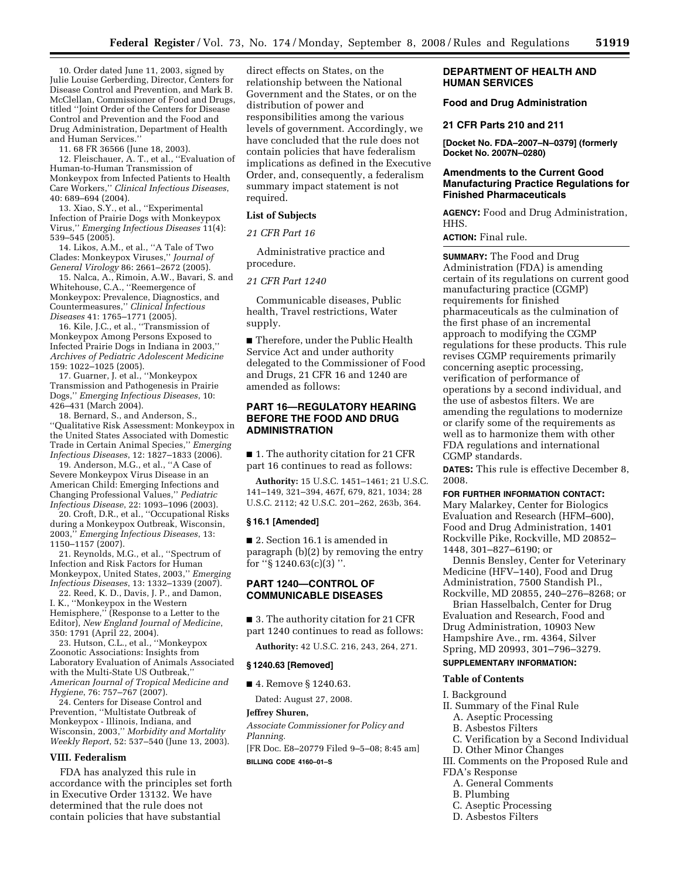10. Order dated June 11, 2003, signed by Julie Louise Gerberding, Director, Centers for Disease Control and Prevention, and Mark B. McClellan, Commissioner of Food and Drugs, titled ''Joint Order of the Centers for Disease Control and Prevention and the Food and Drug Administration, Department of Health and Human Services.''

11. 68 FR 36566 (June 18, 2003).

12. Fleischauer, A. T., et al., ''Evaluation of Human-to-Human Transmission of Monkeypox from Infected Patients to Health Care Workers,'' *Clinical Infectious Diseases*, 40: 689–694 (2004).

13. Xiao, S.Y., et al., ''Experimental Infection of Prairie Dogs with Monkeypox Virus,'' *Emerging Infectious Diseases* 11(4): 539–545 (2005).

14. Likos, A.M., et al., ''A Tale of Two Clades: Monkeypox Viruses,'' *Journal of General Virology* 86: 2661–2672 (2005).

15. Nalca, A., Rimoin, A.W., Bavari, S. and Whitehouse, C.A., ''Reemergence of Monkeypox: Prevalence, Diagnostics, and Countermeasures,'' *Clinical Infectious Diseases* 41: 1765–1771 (2005).

16. Kile, J.C., et al., ''Transmission of Monkeypox Among Persons Exposed to Infected Prairie Dogs in Indiana in 2003,'' *Archives of Pediatric Adolescent Medicine* 159: 1022–1025 (2005).

17. Guarner, J. et al., ''Monkeypox Transmission and Pathogenesis in Prairie Dogs,'' *Emerging Infectious Diseases*, 10: 426–431 (March 2004).

18. Bernard, S., and Anderson, S., ''Qualitative Risk Assessment: Monkeypox in the United States Associated with Domestic Trade in Certain Animal Species,'' *Emerging Infectious Diseases*, 12: 1827–1833 (2006).

19. Anderson, M.G., et al., ''A Case of Severe Monkeypox Virus Disease in an American Child: Emerging Infections and Changing Professional Values,'' *Pediatric Infectious Disease*, 22: 1093–1096 (2003).

20. Croft, D.R., et al., ''Occupational Risks during a Monkeypox Outbreak, Wisconsin, 2003,'' *Emerging Infectious Diseases*, 13: 1150–1157 (2007).

21. Reynolds, M.G., et al., ''Spectrum of Infection and Risk Factors for Human Monkeypox, United States, 2003,'' *Emerging Infectious Diseases*, 13: 1332–1339 (2007).

22. Reed, K. D., Davis, J. P., and Damon, I. K., ''Monkeypox in the Western Hemisphere,'' (Response to a Letter to the Editor), *New England Journal of Medicine*, 350: 1791 (April 22, 2004).

23. Hutson, C.L., et al., ''Monkeypox Zoonotic Associations: Insights from Laboratory Evaluation of Animals Associated with the Multi-State US Outbreak,'' *American Journal of Tropical Medicine and Hygiene*, 76: 757–767 (2007).

24. Centers for Disease Control and Prevention, ''Multistate Outbreak of Monkeypox - Illinois, Indiana, and Wisconsin, 2003,'' *Morbidity and Mortality Weekly Report*, 52: 537–540 (June 13, 2003).

## VIII. Federalism

FDA has analyzed this rule in accordance with the principles set forth in Executive Order 13132. We have determined that the rule does not contain policies that have substantial direct effects on States, on the relationship between the National Government and the States, or on the distribution of power and responsibilities among the various levels of government. Accordingly, we have concluded that the rule does not contain policies that have federalism implications as defined in the Executive Order, and, consequently, a federalism summary impact statement is not required.

### List of Subjects

*21 CFR Part 16*

Administrative practice and procedure.

*21 CFR Part 1240*

Communicable diseases, Public health, Travel restrictions, Water supply.

■ Therefore, under the Public Health Service Act and under authority delegated to the Commissioner of Food and Drugs, 21 CFR 16 and 1240 are amended as follows:

## PART 16—REGULATORY HEARING BEFORE THE FOOD AND DRUG ADMINISTRATION

■ 1. The authority citation for 21 CFR part 16 continues to read as follows:

**Authority:** 15 U.S.C. 1451–1461; 21 U.S.C. 141–149, 321–394, 467f, 679, 821, 1034; 28 U.S.C. 2112; 42 U.S.C. 201–262, 263b, 364.

### § 16.1 [Amended]

■ 2. Section 16.1 is amended in paragraph (b)(2) by removing the entry for ''§ 1240.63(c)(3) ''.

## PART 1240—CONTROL OF COMMUNICABLE DISEASES

■ 3. The authority citation for 21 CFR part 1240 continues to read as follows:

**Authority:** 42 U.S.C. 216, 243, 264, 271.

### § 1240.63 [Removed]

■ 4. Remove § 1240.63.

Dated: August 27, 2008.

**Jeffrey Shuren,**

*Associate Commissioner for Policy and Planning.*

[FR Doc. E8–20779 Filed 9–5–08; 8:45 am]

**BILLING CODE 4160–01–S**

## DEPARTMENT OF HEALTH AND HUMAN SERVICES

### Food and Drug Administration

### 21 CFR Parts 210 and 211

**[Docket No. FDA–2007–N–0379] (formerly Docket No. 2007N–0280)**

## Amendments to the Current Good Manufacturing Practice Regulations for Finished Pharmaceuticals

**AGENCY:** Food and Drug Administration, HHS.

**ACTION:** Final rule.

**SUMMARY:** The Food and Drug Administration (FDA) is amending certain of its regulations on current good manufacturing practice (CGMP) requirements for finished pharmaceuticals as the culmination of the first phase of an incremental approach to modifying the CGMP regulations for these products. This rule revises CGMP requirements primarily concerning aseptic processing, verification of performance of operations by a second individual, and the use of asbestos filters. We are amending the regulations to modernize or clarify some of the requirements as well as to harmonize them with other FDA regulations and international CGMP standards.

**DATES:** This rule is effective December 8, 2008.

**FOR FURTHER INFORMATION CONTACT:**
Mary Malarkey, Center for Biologics Evaluation and Research (HFM–600), Food and Drug Administration, 1401 Rockville Pike, Rockville, MD 20852–1448, 301–827–6190; or

Dennis Bensley, Center for Veterinary Medicine (HFV–140), Food and Drug Administration, 7500 Standish Pl., Rockville, MD 20855, 240–276–8268; or

Brian Hasselbalch, Center for Drug Evaluation and Research, Food and Drug Administration, 10903 New Hampshire Ave., rm. 4364, Silver Spring, MD 20993, 301–796–3279.

**SUPPLEMENTARY INFORMATION:**

### Table of Contents

I. Background
II. Summary of the Final Rule
   A. Aseptic Processing
   B. Asbestos Filters
   C. Verification by a Second Individual
   D. Other Minor Changes
III. Comments on the Proposed Rule and FDA's Response
   A. General Comments
   B. Plumbing
   C. Aseptic Processing
   D. Asbestos Filters